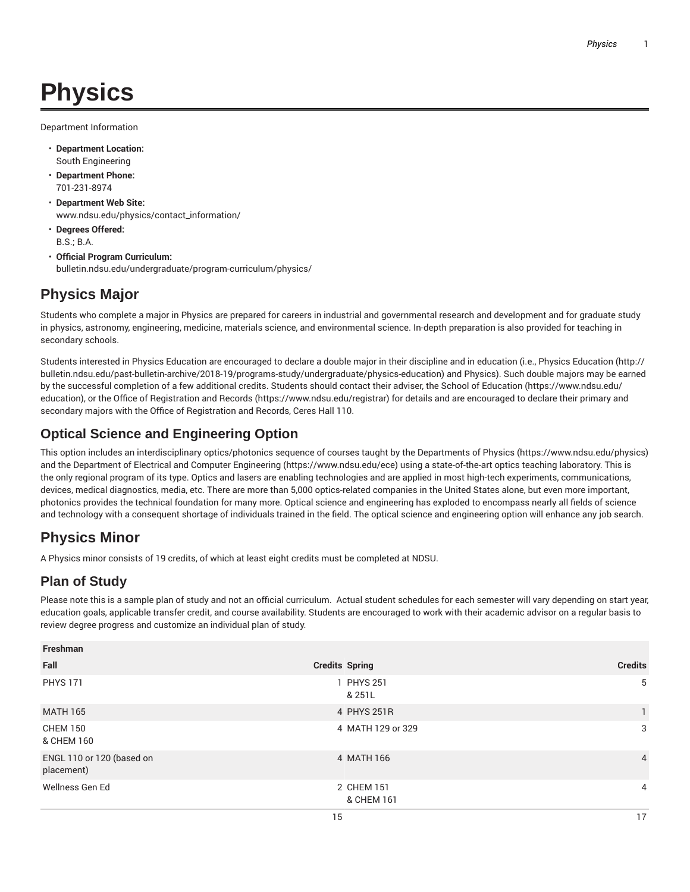# Physics

Department Information

- **Department Location:**
  South Engineering
- **Department Phone:**
  701-231-8974
- **Department Web Site:**
  www.ndsu.edu/physics/contact_information/
- **Degrees Offered:**
  B.S.; B.A.
- **Official Program Curriculum:**
  bulletin.ndsu.edu/undergraduate/program-curriculum/physics/

## Physics Major

Students who complete a major in Physics are prepared for careers in industrial and governmental research and development and for graduate study in physics, astronomy, engineering, medicine, materials science, and environmental science. In-depth preparation is also provided for teaching in secondary schools.

Students interested in Physics Education are encouraged to declare a double major in their discipline and in education (i.e., Physics Education (http://bulletin.ndsu.edu/past-bulletin-archive/2018-19/programs-study/undergraduate/physics-education) and Physics). Such double majors may be earned by the successful completion of a few additional credits. Students should contact their adviser, the School of Education (https://www.ndsu.edu/education), or the Office of Registration and Records (https://www.ndsu.edu/registrar) for details and are encouraged to declare their primary and secondary majors with the Office of Registration and Records, Ceres Hall 110.

## Optical Science and Engineering Option

This option includes an interdisciplinary optics/photonics sequence of courses taught by the Departments of Physics (https://www.ndsu.edu/physics) and the Department of Electrical and Computer Engineering (https://www.ndsu.edu/ece) using a state-of-the-art optics teaching laboratory. This is the only regional program of its type. Optics and lasers are enabling technologies and are applied in most high-tech experiments, communications, devices, medical diagnostics, media, etc. There are more than 5,000 optics-related companies in the United States alone, but even more important, photonics provides the technical foundation for many more. Optical science and engineering has exploded to encompass nearly all fields of science and technology with a consequent shortage of individuals trained in the field. The optical science and engineering option will enhance any job search.

## Physics Minor

A Physics minor consists of 19 credits, of which at least eight credits must be completed at NDSU.

## Plan of Study

Please note this is a sample plan of study and not an official curriculum. Actual student schedules for each semester will vary depending on start year, education goals, applicable transfer credit, and course availability. Students are encouraged to work with their academic advisor on a regular basis to review degree progress and customize an individual plan of study.

| Freshman | | | |
|---|---|---|---|
| Fall | Credits | Spring | Credits |
| PHYS 171 | 1 | PHYS 251 & 251L | 5 |
| MATH 165 | 4 | PHYS 251R | 1 |
| CHEM 150 & CHEM 160 | 4 | MATH 129 or 329 | 3 |
| ENGL 110 or 120 (based on placement) | 4 | MATH 166 | 4 |
| Wellness Gen Ed | 2 | CHEM 151 & CHEM 161 | 4 |
| | 15 | | 17 |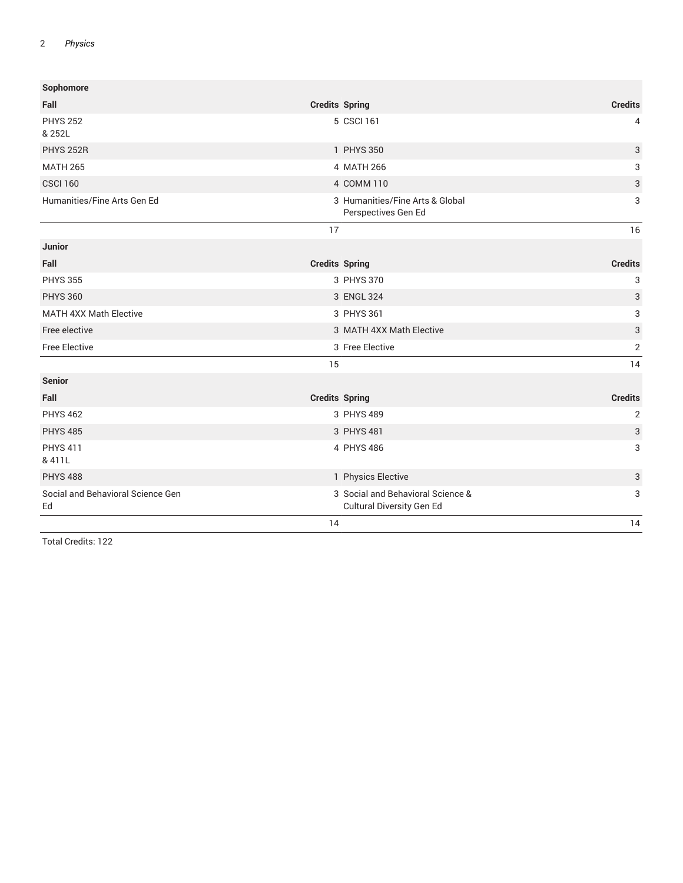| Sophomore | | | |
|---|---|---|---|
| Fall | Credits | Spring | Credits |
| PHYS 252 & 252L | 5 | CSCI 161 | 4 |
| PHYS 252R | 1 | PHYS 350 | 3 |
| MATH 265 | 4 | MATH 266 | 3 |
| CSCI 160 | 4 | COMM 110 | 3 |
| Humanities/Fine Arts Gen Ed | 3 | Humanities/Fine Arts & Global Perspectives Gen Ed | 3 |
| | 17 | | 16 |
| **Junior** | | | |
| Fall | Credits | Spring | Credits |
| PHYS 355 | 3 | PHYS 370 | 3 |
| PHYS 360 | 3 | ENGL 324 | 3 |
| MATH 4XX Math Elective | 3 | PHYS 361 | 3 |
| Free elective | 3 | MATH 4XX Math Elective | 3 |
| Free Elective | 3 | Free Elective | 2 |
| | 15 | | 14 |
| **Senior** | | | |
| Fall | Credits | Spring | Credits |
| PHYS 462 | 3 | PHYS 489 | 2 |
| PHYS 485 | 3 | PHYS 481 | 3 |
| PHYS 411 & 411L | 4 | PHYS 486 | 3 |
| PHYS 488 | 1 | Physics Elective | 3 |
| Social and Behavioral Science Gen Ed | 3 | Social and Behavioral Science & Cultural Diversity Gen Ed | 3 |
| | 14 | | 14 |

Total Credits: 122